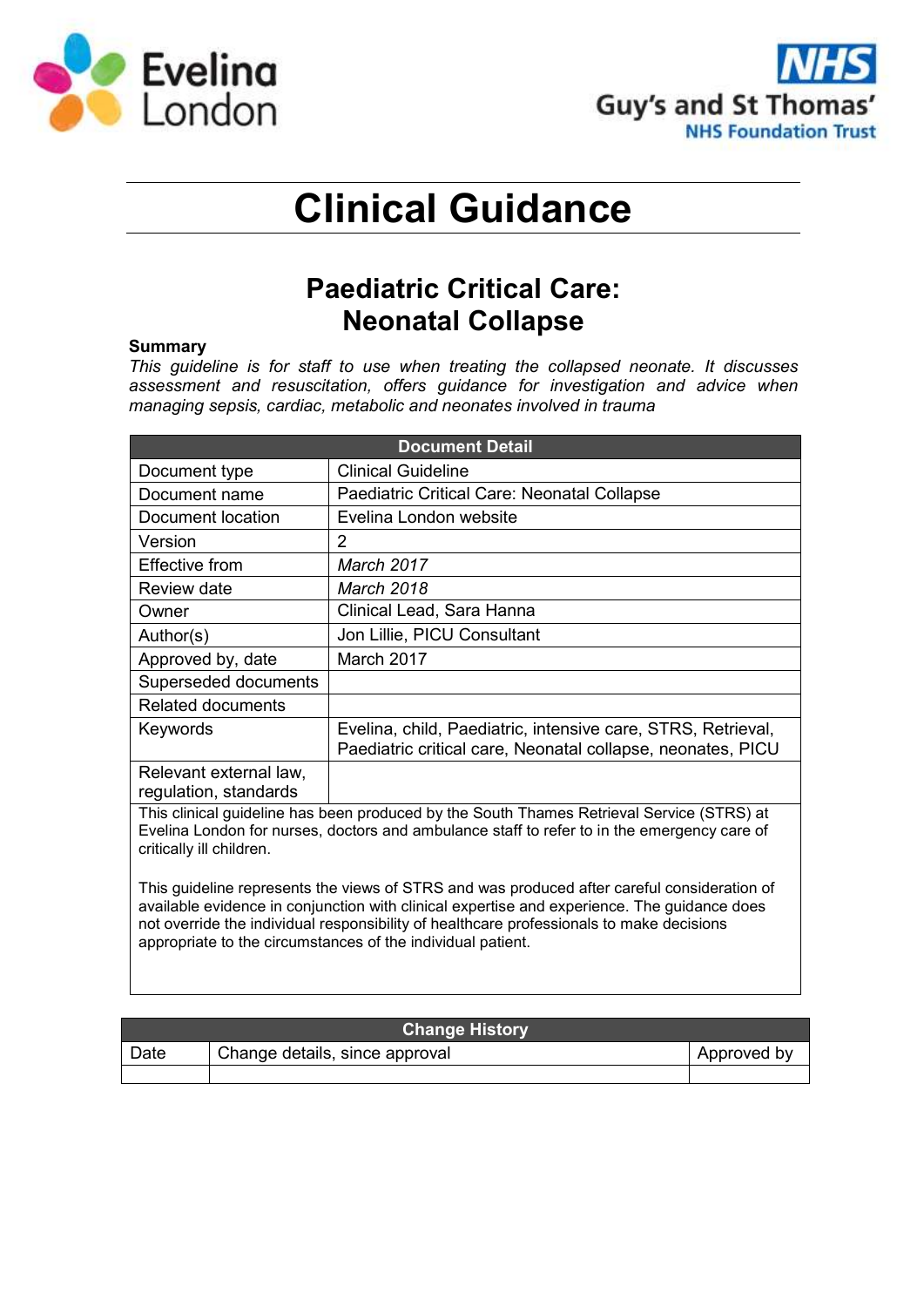Evelina London

Guy's and St Thomas' NHS Foundation Trust

# Clinical Guidance

## Paediatric Critical Care: Neonatal Collapse

**Summary**

*This guideline is for staff to use when treating the collapsed neonate. It discusses assessment and resuscitation, offers guidance for investigation and advice when managing sepsis, cardiac, metabolic and neonates involved in trauma*

| Document Detail | |
|---|---|
| Document type | Clinical Guideline |
| Document name | Paediatric Critical Care: Neonatal Collapse |
| Document location | Evelina London website |
| Version | 2 |
| Effective from | *March 2017* |
| Review date | *March 2018* |
| Owner | Clinical Lead, Sara Hanna |
| Author(s) | Jon Lillie, PICU Consultant |
| Approved by, date | March 2017 |
| Superseded documents | |
| Related documents | |
| Keywords | Evelina, child, Paediatric, intensive care, STRS, Retrieval, Paediatric critical care, Neonatal collapse, neonates, PICU |
| Relevant external law, regulation, standards | |

This clinical guideline has been produced by the South Thames Retrieval Service (STRS) at Evelina London for nurses, doctors and ambulance staff to refer to in the emergency care of critically ill children.

This guideline represents the views of STRS and was produced after careful consideration of available evidence in conjunction with clinical expertise and experience. The guidance does not override the individual responsibility of healthcare professionals to make decisions appropriate to the circumstances of the individual patient.

| Change History | | |
|---|---|---|
| Date | Change details, since approval | Approved by |
| | | |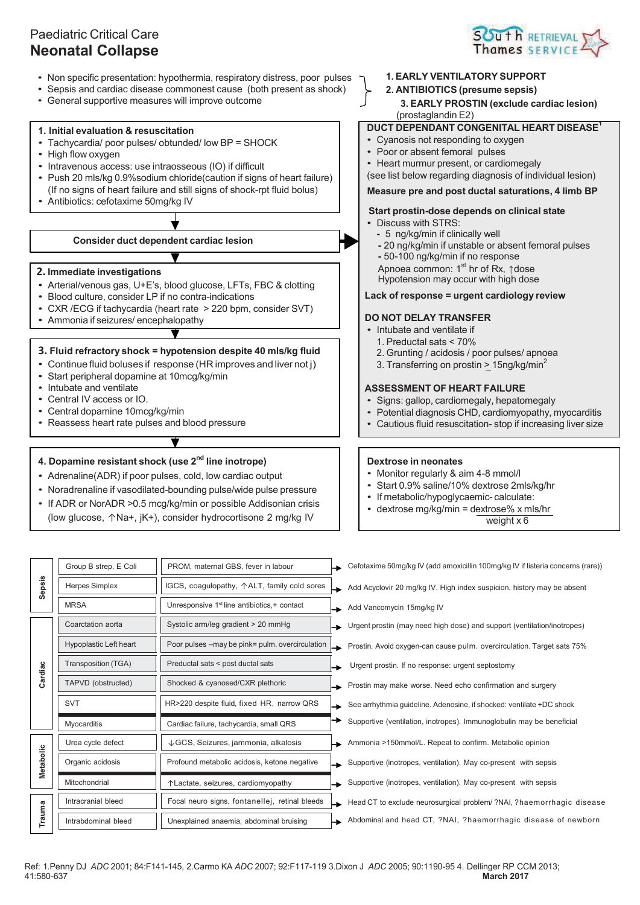Paediatric Critical Care

# Neonatal Collapse

South Thames Retrieval Service

- Non specific presentation: hypothermia, respiratory distress, poor pulses
- Sepsis and cardiac disease commonest cause (both present as shock)
- General supportive measures will improve outcome

**1. EARLY VENTILATORY SUPPORT**
**2. ANTIBIOTICS (presume sepsis)**
**3. EARLY PROSTIN (exclude cardiac lesion)** (prostaglandin E2)

### 1. Initial evaluation & resuscitation

- Tachycardia/ poor pulses/ obtunded/ low BP = SHOCK
- High flow oxygen
- Intravenous access: use intraosseous (IO) if difficult
- Push 20 mls/kg 0.9%sodium chloride(caution if signs of heart failure) (If no signs of heart failure and still signs of shock-rpt fluid bolus)
- Antibiotics: cefotaxime 50mg/kg IV

**Consider duct dependent cardiac lesion**

### 2. Immediate investigations

- Arterial/venous gas, U+E's, blood glucose, LFTs, FBC & clotting
- Blood culture, consider LP if no contra-indications
- CXR /ECG if tachycardia (heart rate > 220 bpm, consider SVT)
- Ammonia if seizures/ encephalopathy

### 3. Fluid refractory shock = hypotension despite 40 mls/kg fluid

- Continue fluid boluses if response (HR improves and liver not ↓)
- Start peripheral dopamine at 10mcg/kg/min
- Intubate and ventilate
- Central IV access or IO.
- Central dopamine 10mcg/kg/min
- Reassess heart rate pulses and blood pressure

### 4. Dopamine resistant shock (use 2nd line inotrope)

- Adrenaline(ADR) if poor pulses, cold, low cardiac output
- Noradrenaline if vasodilated-bounding pulse/wide pulse pressure
- If ADR or NorADR >0.5 mcg/kg/min or possible Addisonian crisis (low glucose, ↑Na+, ↓K+), consider hydrocortisone 2 mg/kg IV

### DUCT DEPENDANT CONGENITAL HEART DISEASE[1]

- Cyanosis not responding to oxygen
- Poor or absent femoral pulses
- Heart murmur present, or cardiomegaly

(see list below regarding diagnosis of individual lesion)

**Measure pre and post ductal saturations, 4 limb BP**

**Start prostin-dose depends on clinical state**

- Discuss with STRS:
  - 5 ng/kg/min if clinically well
  - 20 ng/kg/min if unstable or absent femoral pulses
  - 50-100 ng/kg/min if no response

Apnoea common: 1st hr of Rx, ↑dose
Hypotension may occur with high dose

**Lack of response = urgent cardiology review**

### DO NOT DELAY TRANSFER

- Intubate and ventilate if
  1. Preductal sats < 70%
  2. Grunting / acidosis / poor pulses/ apnoea
  3. Transferring on prostin ≥ 15ng/kg/min[2]

### ASSESSMENT OF HEART FAILURE

- Signs: gallop, cardiomegaly, hepatomegaly
- Potential diagnosis CHD, cardiomyopathy, myocarditis
- Cautious fluid resuscitation- stop if increasing liver size

### Dextrose in neonates

- Monitor regularly & aim 4-8 mmol/l
- Start 0.9% saline/10% dextrose 2mls/kg/hr
- If metabolic/hypoglycaemic- calculate:
- $\text{dextrose mg/kg/min} = \dfrac{\text{dextrose\% x mls/hr}}{\text{weight x 6}}$

| | | | |
|---|---|---|---|
| Sepsis | Group B strep, E Coli | PROM, maternal GBS, fever in labour | Cefotaxime 50mg/kg IV (add amoxicillin 100mg/kg IV if listeria concerns (rare)) |
| Sepsis | Herpes Simplex | ↓GCS, coagulopathy, ↑ALT, family cold sores | Add Acyclovir 20 mg/kg IV. High index suspicion, history may be absent |
| Sepsis | MRSA | Unresponsive 1st line antibiotics,+ contact | Add Vancomycin 15mg/kg IV |
| Cardiac | Coarctation aorta | Systolic arm/leg gradient > 20 mmHg | Urgent prostin (may need high dose) and support (ventilation/inotropes) |
| Cardiac | Hypoplastic Left heart | Poor pulses –may be pink= pulm. overcirculation | Prostin. Avoid oxygen-can cause pulm. overcirculation. Target sats 75% |
| Cardiac | Transposition (TGA) | Preductal sats < post ductal sats | Urgent prostin. If no response: urgent septostomy |
| Cardiac | TAPVD (obstructed) | Shocked & cyanosed/CXR plethoric | Prostin may make worse. Need echo confirmation and surgery |
| Cardiac | SVT | HR>220 despite fluid, fixed HR, narrow QRS | See arrhythmia guideline. Adenosine, if shocked: ventilate +DC shock |
| Cardiac | Myocarditis | Cardiac failure, tachycardia, small QRS | Supportive (ventilation, inotropes). Immunoglobulin may be beneficial |
| Metabolic | Urea cycle defect | ↓GCS, Seizures, jammonia, alkalosis | Ammonia >150mmol/L. Repeat to confirm. Metabolic opinion |
| Metabolic | Organic acidosis | Profound metabolic acidosis, ketone negative | Supportive (inotropes, ventilation). May co-present with sepsis |
| Metabolic | Mitochondrial | ↑Lactate, seizures, cardiomyopathy | Supportive (inotropes, ventilation). May co-present with sepsis |
| Trauma | Intracranial bleed | Focal neuro signs, fontanelle↓, retinal bleeds | Head CT to exclude neurosurgical problem/ ?NAI, ?haemorrhagic disease |
| Trauma | Intrabdominal bleed | Unexplained anaemia, abdominal bruising | Abdominal and head CT, ?NAI, ?haemorrhagic disease of newborn |

Ref: 1.Penny DJ *ADC* 2001; 84:F141-145, 2.Carmo KA *ADC* 2007; 92:F117-119 3.Dixon J *ADC* 2005; 90:1190-95 4. Dellinger RP CCM 2013; 41:580-637

**March 2017**